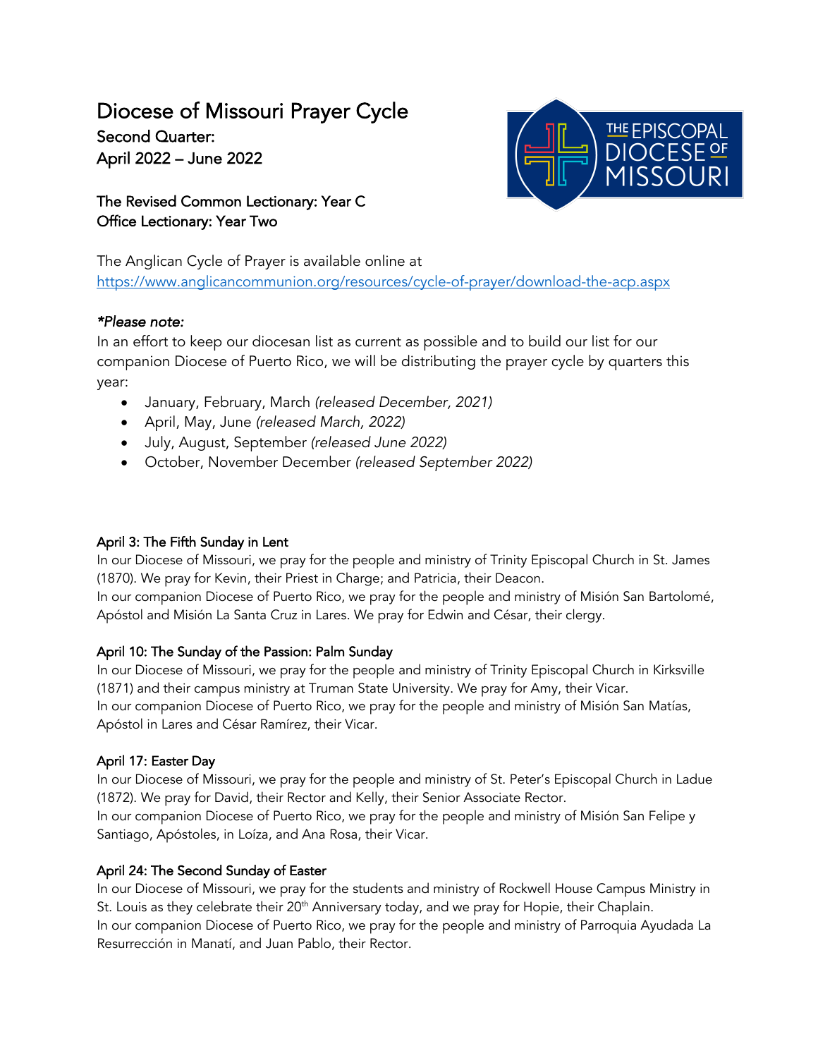# Diocese of Missouri Prayer Cycle

## Second Quarter: April 2022 – June 2022

**The Revised Common Lectionary: Year C**
**Office Lectionary: Year Two**

The Anglican Cycle of Prayer is available online at https://www.anglicancommunion.org/resources/cycle-of-prayer/download-the-acp.aspx

*\*Please note:*

In an effort to keep our diocesan list as current as possible and to build our list for our companion Diocese of Puerto Rico, we will be distributing the prayer cycle by quarters this year:

- January, February, March *(released December, 2021)*
- April, May, June *(released March, 2022)*
- July, August, September *(released June 2022)*
- October, November December *(released September 2022)*

### April 3: The Fifth Sunday in Lent

In our Diocese of Missouri, we pray for the people and ministry of Trinity Episcopal Church in St. James (1870). We pray for Kevin, their Priest in Charge; and Patricia, their Deacon.
In our companion Diocese of Puerto Rico, we pray for the people and ministry of Misión San Bartolomé, Apóstol and Misión La Santa Cruz in Lares. We pray for Edwin and César, their clergy.

### April 10: The Sunday of the Passion: Palm Sunday

In our Diocese of Missouri, we pray for the people and ministry of Trinity Episcopal Church in Kirksville (1871) and their campus ministry at Truman State University. We pray for Amy, their Vicar.
In our companion Diocese of Puerto Rico, we pray for the people and ministry of Misión San Matías, Apóstol in Lares and César Ramírez, their Vicar.

### April 17: Easter Day

In our Diocese of Missouri, we pray for the people and ministry of St. Peter's Episcopal Church in Ladue (1872). We pray for David, their Rector and Kelly, their Senior Associate Rector.
In our companion Diocese of Puerto Rico, we pray for the people and ministry of Misión San Felipe y Santiago, Apóstoles, in Loíza, and Ana Rosa, their Vicar.

### April 24: The Second Sunday of Easter

In our Diocese of Missouri, we pray for the students and ministry of Rockwell House Campus Ministry in St. Louis as they celebrate their 20th Anniversary today, and we pray for Hopie, their Chaplain.
In our companion Diocese of Puerto Rico, we pray for the people and ministry of Parroquia Ayudada La Resurrección in Manatí, and Juan Pablo, their Rector.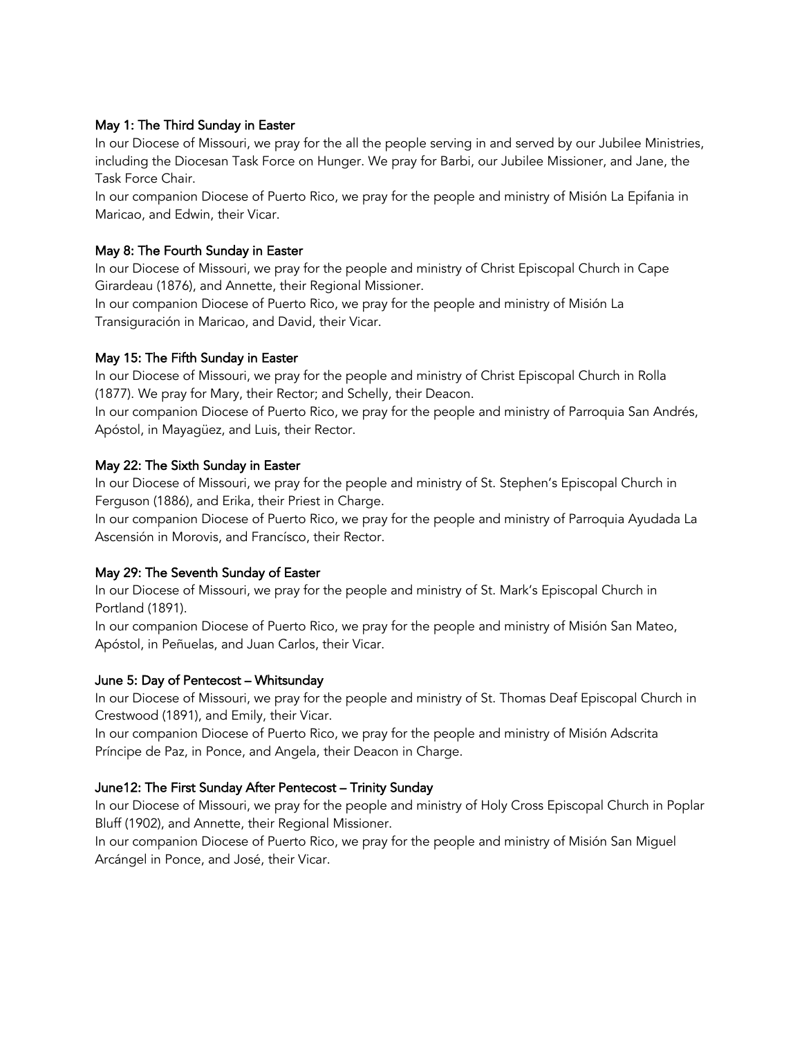**May 1: The Third Sunday in Easter**

In our Diocese of Missouri, we pray for the all the people serving in and served by our Jubilee Ministries, including the Diocesan Task Force on Hunger. We pray for Barbi, our Jubilee Missioner, and Jane, the Task Force Chair.

In our companion Diocese of Puerto Rico, we pray for the people and ministry of Misión La Epifania in Maricao, and Edwin, their Vicar.

**May 8: The Fourth Sunday in Easter**

In our Diocese of Missouri, we pray for the people and ministry of Christ Episcopal Church in Cape Girardeau (1876), and Annette, their Regional Missioner.

In our companion Diocese of Puerto Rico, we pray for the people and ministry of Misión La Transiguración in Maricao, and David, their Vicar.

**May 15: The Fifth Sunday in Easter**

In our Diocese of Missouri, we pray for the people and ministry of Christ Episcopal Church in Rolla (1877). We pray for Mary, their Rector; and Schelly, their Deacon.

In our companion Diocese of Puerto Rico, we pray for the people and ministry of Parroquia San Andrés, Apóstol, in Mayagüez, and Luis, their Rector.

**May 22: The Sixth Sunday in Easter**

In our Diocese of Missouri, we pray for the people and ministry of St. Stephen's Episcopal Church in Ferguson (1886), and Erika, their Priest in Charge.

In our companion Diocese of Puerto Rico, we pray for the people and ministry of Parroquia Ayudada La Ascensión in Morovis, and Francísco, their Rector.

**May 29: The Seventh Sunday of Easter**

In our Diocese of Missouri, we pray for the people and ministry of St. Mark's Episcopal Church in Portland (1891).

In our companion Diocese of Puerto Rico, we pray for the people and ministry of Misión San Mateo, Apóstol, in Peñuelas, and Juan Carlos, their Vicar.

**June 5: Day of Pentecost – Whitsunday**

In our Diocese of Missouri, we pray for the people and ministry of St. Thomas Deaf Episcopal Church in Crestwood (1891), and Emily, their Vicar.

In our companion Diocese of Puerto Rico, we pray for the people and ministry of Misión Adscrita Príncipe de Paz, in Ponce, and Angela, their Deacon in Charge.

**June12: The First Sunday After Pentecost – Trinity Sunday**

In our Diocese of Missouri, we pray for the people and ministry of Holy Cross Episcopal Church in Poplar Bluff (1902), and Annette, their Regional Missioner.

In our companion Diocese of Puerto Rico, we pray for the people and ministry of Misión San Miguel Arcángel in Ponce, and José, their Vicar.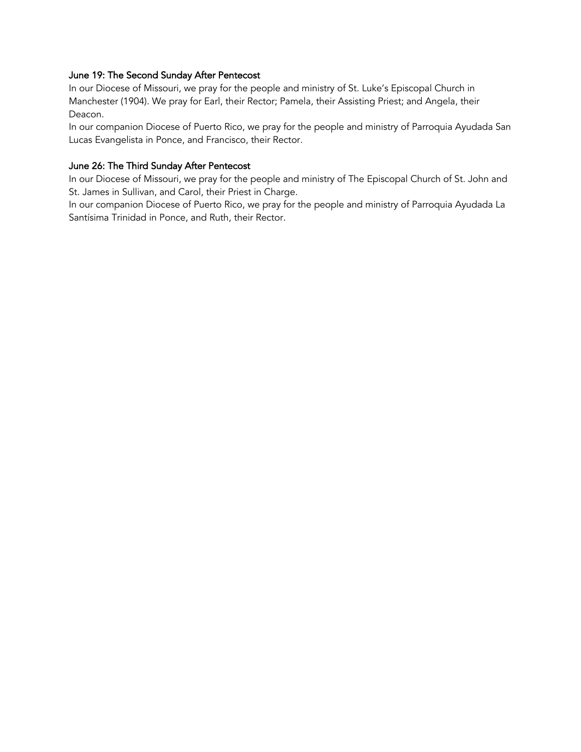### June 19: The Second Sunday After Pentecost

In our Diocese of Missouri, we pray for the people and ministry of St. Luke's Episcopal Church in Manchester (1904). We pray for Earl, their Rector; Pamela, their Assisting Priest; and Angela, their Deacon.

In our companion Diocese of Puerto Rico, we pray for the people and ministry of Parroquia Ayudada San Lucas Evangelista in Ponce, and Francisco, their Rector.

### June 26: The Third Sunday After Pentecost

In our Diocese of Missouri, we pray for the people and ministry of The Episcopal Church of St. John and St. James in Sullivan, and Carol, their Priest in Charge.

In our companion Diocese of Puerto Rico, we pray for the people and ministry of Parroquia Ayudada La Santísima Trinidad in Ponce, and Ruth, their Rector.